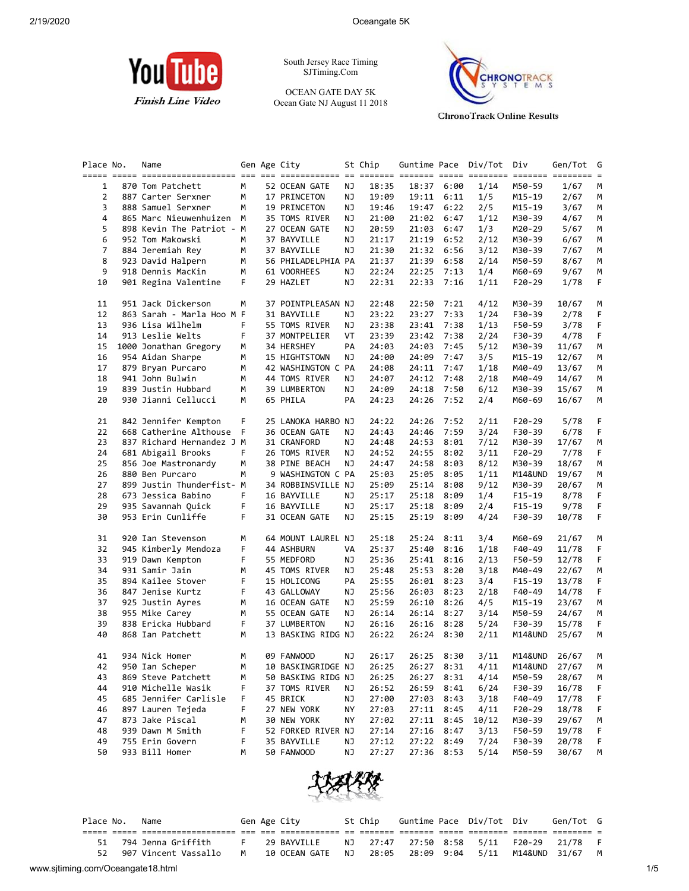South Jersey Race Timing
SJTiming.Com

OCEAN GATE DAY 5K
Ocean Gate NJ August 11 2018

YouTube Finish Line Video

ChronoTrack Online Results

| Place | No. | Name | Gen | Age | City | St | Chip | Guntime | Pace | Div/Tot | Div | Gen/Tot | G |
|---|---|---|---|---|---|---|---|---|---|---|---|---|---|
| 1 | 870 | Tom Patchett | M | 52 | OCEAN GATE | NJ | 18:35 | 18:37 | 6:00 | 1/14 | M50-59 | 1/67 | M |
| 2 | 887 | Carter Serxner | M | 17 | PRINCETON | NJ | 19:09 | 19:11 | 6:11 | 1/5 | M15-19 | 2/67 | M |
| 3 | 888 | Samuel Serxner | M | 19 | PRINCETON | NJ | 19:46 | 19:47 | 6:22 | 2/5 | M15-19 | 3/67 | M |
| 4 | 865 | Marc Nieuwenhuizen | M | 35 | TOMS RIVER | NJ | 21:00 | 21:02 | 6:47 | 1/12 | M30-39 | 4/67 | M |
| 5 | 898 | Kevin The Patriot - | M | 27 | OCEAN GATE | NJ | 20:59 | 21:03 | 6:47 | 1/3 | M20-29 | 5/67 | M |
| 6 | 952 | Tom Makowski | M | 37 | BAYVILLE | NJ | 21:17 | 21:19 | 6:52 | 2/12 | M30-39 | 6/67 | M |
| 7 | 884 | Jeremiah Rey | M | 37 | BAYVILLE | NJ | 21:30 | 21:32 | 6:56 | 3/12 | M30-39 | 7/67 | M |
| 8 | 923 | David Halpern | M | 56 | PHILADELPHIA | PA | 21:37 | 21:39 | 6:58 | 2/14 | M50-59 | 8/67 | M |
| 9 | 918 | Dennis MacKin | M | 61 | VOORHEES | NJ | 22:24 | 22:25 | 7:13 | 1/4 | M60-69 | 9/67 | M |
| 10 | 901 | Regina Valentine | F | 29 | HAZLET | NJ | 22:31 | 22:33 | 7:16 | 1/11 | F20-29 | 1/78 | F |
| 11 | 951 | Jack Dickerson | M | 37 | POINTPLEASAN | NJ | 22:48 | 22:50 | 7:21 | 4/12 | M30-39 | 10/67 | M |
| 12 | 863 | Sarah - Marla Hoo M | F | 31 | BAYVILLE | NJ | 23:22 | 23:27 | 7:33 | 1/24 | F30-39 | 2/78 | F |
| 13 | 936 | Lisa Wilhelm | F | 55 | TOMS RIVER | NJ | 23:38 | 23:41 | 7:38 | 1/13 | F50-59 | 3/78 | F |
| 14 | 913 | Leslie Welts | F | 37 | MONTPELIER | VT | 23:39 | 23:42 | 7:38 | 2/24 | F30-39 | 4/78 | F |
| 15 | 1000 | Jonathan Gregory | M | 34 | HERSHEY | PA | 24:03 | 24:03 | 7:45 | 5/12 | M30-39 | 11/67 | M |
| 16 | 954 | Aidan Sharpe | M | 15 | HIGHTSTOWN | NJ | 24:00 | 24:09 | 7:47 | 3/5 | M15-19 | 12/67 | M |
| 17 | 879 | Bryan Purcaro | M | 42 | WASHINGTON C | PA | 24:08 | 24:11 | 7:47 | 1/18 | M40-49 | 13/67 | M |
| 18 | 941 | John Bulwin | M | 44 | TOMS RIVER | NJ | 24:07 | 24:12 | 7:48 | 2/18 | M40-49 | 14/67 | M |
| 19 | 839 | Justin Hubbard | M | 39 | LUMBERTON | NJ | 24:09 | 24:18 | 7:50 | 6/12 | M30-39 | 15/67 | M |
| 20 | 930 | Jianni Cellucci | M | 65 | PHILA | PA | 24:23 | 24:26 | 7:52 | 2/4 | M60-69 | 16/67 | M |
| 21 | 842 | Jennifer Kempton | F | 25 | LANOKA HARBO | NJ | 24:22 | 24:26 | 7:52 | 2/11 | F20-29 | 5/78 | F |
| 22 | 668 | Catherine Althouse | F | 36 | OCEAN GATE | NJ | 24:43 | 24:46 | 7:59 | 3/24 | F30-39 | 6/78 | F |
| 23 | 837 | Richard Hernandez J | M | 31 | CRANFORD | NJ | 24:48 | 24:53 | 8:01 | 7/12 | M30-39 | 17/67 | M |
| 24 | 681 | Abigail Brooks | F | 26 | TOMS RIVER | NJ | 24:52 | 24:55 | 8:02 | 3/11 | F20-29 | 7/78 | F |
| 25 | 856 | Joe Mastronardy | M | 38 | PINE BEACH | NJ | 24:47 | 24:58 | 8:03 | 8/12 | M30-39 | 18/67 | M |
| 26 | 880 | Ben Purcaro | M | 9 | WASHINGTON C | PA | 25:03 | 25:05 | 8:05 | 1/11 | M14&UND | 19/67 | M |
| 27 | 899 | Justin Thunderfist- | M | 34 | ROBBINSVILLE | NJ | 25:09 | 25:14 | 8:08 | 9/12 | M30-39 | 20/67 | M |
| 28 | 673 | Jessica Babino | F | 16 | BAYVILLE | NJ | 25:17 | 25:18 | 8:09 | 1/4 | F15-19 | 8/78 | F |
| 29 | 935 | Savannah Quick | F | 16 | BAYVILLE | NJ | 25:17 | 25:18 | 8:09 | 2/4 | F15-19 | 9/78 | F |
| 30 | 953 | Erin Cunliffe | F | 31 | OCEAN GATE | NJ | 25:15 | 25:19 | 8:09 | 4/24 | F30-39 | 10/78 | F |
| 31 | 920 | Ian Stevenson | M | 64 | MOUNT LAUREL | NJ | 25:18 | 25:24 | 8:11 | 3/4 | M60-69 | 21/67 | M |
| 32 | 945 | Kimberly Mendoza | F | 44 | ASHBURN | VA | 25:37 | 25:40 | 8:16 | 1/18 | F40-49 | 11/78 | F |
| 33 | 919 | Dawn Kempton | F | 55 | MEDFORD | NJ | 25:36 | 25:41 | 8:16 | 2/13 | F50-59 | 12/78 | F |
| 34 | 931 | Samir Jain | M | 45 | TOMS RIVER | NJ | 25:48 | 25:53 | 8:20 | 3/18 | M40-49 | 22/67 | M |
| 35 | 894 | Kailee Stover | F | 15 | HOLICONG | PA | 25:55 | 26:01 | 8:23 | 3/4 | F15-19 | 13/78 | F |
| 36 | 847 | Jenise Kurtz | F | 43 | GALLOWAY | NJ | 25:56 | 26:03 | 8:23 | 2/18 | F40-49 | 14/78 | F |
| 37 | 925 | Justin Ayres | M | 16 | OCEAN GATE | NJ | 25:59 | 26:10 | 8:26 | 4/5 | M15-19 | 23/67 | M |
| 38 | 955 | Mike Carey | M | 55 | OCEAN GATE | NJ | 26:14 | 26:14 | 8:27 | 3/14 | M50-59 | 24/67 | M |
| 39 | 838 | Ericka Hubbard | F | 37 | LUMBERTON | NJ | 26:16 | 26:16 | 8:28 | 5/24 | F30-39 | 15/78 | F |
| 40 | 868 | Ian Patchett | M | 13 | BASKING RIDG | NJ | 26:22 | 26:24 | 8:30 | 2/11 | M14&UND | 25/67 | M |
| 41 | 934 | Nick Homer | M | 09 | FANWOOD | NJ | 26:17 | 26:25 | 8:30 | 3/11 | M14&UND | 26/67 | M |
| 42 | 950 | Ian Scheper | M | 10 | BASKINGRIDGE | NJ | 26:25 | 26:27 | 8:31 | 4/11 | M14&UND | 27/67 | M |
| 43 | 869 | Steve Patchett | M | 50 | BASKING RIDG | NJ | 26:25 | 26:27 | 8:31 | 4/14 | M50-59 | 28/67 | M |
| 44 | 910 | Michelle Wasik | F | 37 | TOMS RIVER | NJ | 26:52 | 26:59 | 8:41 | 6/24 | F30-39 | 16/78 | F |
| 45 | 685 | Jennifer Carlisle | F | 45 | BRICK | NJ | 27:00 | 27:03 | 8:43 | 3/18 | F40-49 | 17/78 | F |
| 46 | 897 | Lauren Tejeda | F | 27 | NEW YORK | NY | 27:03 | 27:11 | 8:45 | 4/11 | F20-29 | 18/78 | F |
| 47 | 873 | Jake Piscal | M | 30 | NEW YORK | NY | 27:02 | 27:11 | 8:45 | 10/12 | M30-39 | 29/67 | M |
| 48 | 939 | Dawn M Smith | F | 52 | FORKED RIVER | NJ | 27:14 | 27:16 | 8:47 | 3/13 | F50-59 | 19/78 | F |
| 49 | 755 | Erin Govern | F | 35 | BAYVILLE | NJ | 27:12 | 27:22 | 8:49 | 7/24 | F30-39 | 20/78 | F |
| 50 | 933 | Bill Homer | M | 50 | FANWOOD | NJ | 27:27 | 27:36 | 8:53 | 5/14 | M50-59 | 30/67 | M |
| 51 | 794 | Jenna Griffith | F | 29 | BAYVILLE | NJ | 27:47 | 27:50 | 8:58 | 5/11 | F20-29 | 21/78 | F |
| 52 | 907 | Vincent Vassallo | M | 10 | OCEAN GATE | NJ | 28:05 | 28:09 | 9:04 | 5/11 | M14&UND | 31/67 | M |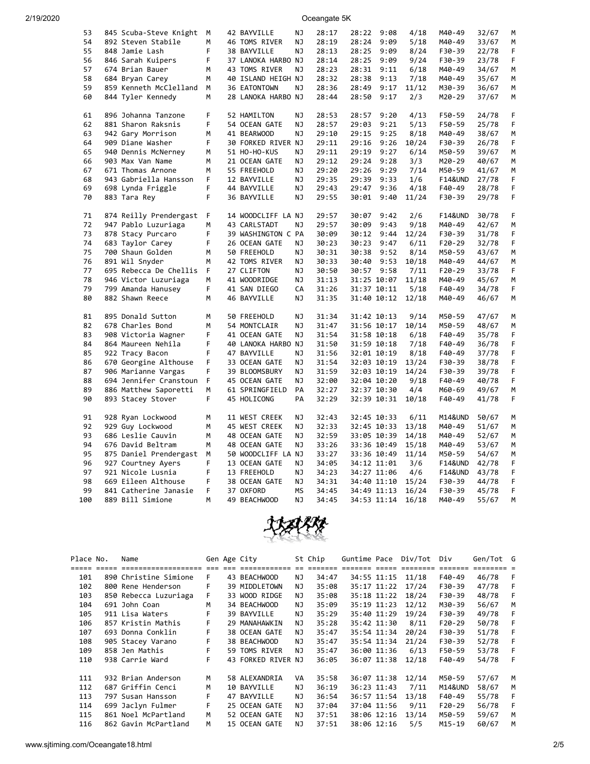| Place | No. | Name | Gen | Age | City | St | Chip | Guntime | Pace | Div/Tot | Div | Gen/Tot | G |
|---|---|---|---|---|---|---|---|---|---|---|---|---|---|
| 53 | 845 | Scuba-Steve Knight | M | 42 | BAYVILLE | NJ | 28:17 | 28:22 | 9:08 | 4/18 | M40-49 | 32/67 | M |
| 54 | 892 | Steven Stabile | M | 46 | TOMS RIVER | NJ | 28:19 | 28:24 | 9:09 | 5/18 | M40-49 | 33/67 | M |
| 55 | 848 | Jamie Lash | F | 38 | BAYVILLE | NJ | 28:13 | 28:25 | 9:09 | 8/24 | F30-39 | 22/78 | F |
| 56 | 846 | Sarah Kuipers | F | 37 | LANOKA HARBO | NJ | 28:14 | 28:25 | 9:09 | 9/24 | F30-39 | 23/78 | F |
| 57 | 674 | Brian Bauer | M | 43 | TOMS RIVER | NJ | 28:23 | 28:31 | 9:11 | 6/18 | M40-49 | 34/67 | M |
| 58 | 684 | Bryan Carey | M | 40 | ISLAND HEIGH | NJ | 28:32 | 28:38 | 9:13 | 7/18 | M40-49 | 35/67 | M |
| 59 | 859 | Kenneth McClelland | M | 36 | EATONTOWN | NJ | 28:36 | 28:49 | 9:17 | 11/12 | M30-39 | 36/67 | M |
| 60 | 844 | Tyler Kennedy | M | 28 | LANOKA HARBO | NJ | 28:44 | 28:50 | 9:17 | 2/3 | M20-29 | 37/67 | M |
| 61 | 896 | Johanna Tanzone | F | 52 | HAMILTON | NJ | 28:53 | 28:57 | 9:20 | 4/13 | F50-59 | 24/78 | F |
| 62 | 881 | Sharon Raksnis | F | 54 | OCEAN GATE | NJ | 28:57 | 29:03 | 9:21 | 5/13 | F50-59 | 25/78 | F |
| 63 | 942 | Gary Morrison | M | 41 | BEARWOOD | NJ | 29:10 | 29:15 | 9:25 | 8/18 | M40-49 | 38/67 | M |
| 64 | 909 | Diane Washer | F | 30 | FORKED RIVER | NJ | 29:11 | 29:16 | 9:26 | 10/24 | F30-39 | 26/78 | F |
| 65 | 940 | Dennis McNerney | M | 51 | HO-HO-KUS | NJ | 29:11 | 29:19 | 9:27 | 6/14 | M50-59 | 39/67 | M |
| 66 | 903 | Max Van Name | M | 21 | OCEAN GATE | NJ | 29:12 | 29:24 | 9:28 | 3/3 | M20-29 | 40/67 | M |
| 67 | 671 | Thomas Arnone | M | 55 | FREEHOLD | NJ | 29:20 | 29:26 | 9:29 | 7/14 | M50-59 | 41/67 | M |
| 68 | 943 | Gabriella Hansson | F | 12 | BAYVILLE | NJ | 29:35 | 29:39 | 9:33 | 1/6 | F14&UND | 27/78 | F |
| 69 | 698 | Lynda Friggle | F | 44 | BAYVILLE | NJ | 29:43 | 29:47 | 9:36 | 4/18 | F40-49 | 28/78 | F |
| 70 | 883 | Tara Rey | F | 36 | BAYVILLE | NJ | 29:55 | 30:01 | 9:40 | 11/24 | F30-39 | 29/78 | F |
| 71 | 874 | Reilly Prendergast | F | 14 | WOODCLIFF LA | NJ | 29:57 | 30:07 | 9:42 | 2/6 | F14&UND | 30/78 | F |
| 72 | 947 | Pablo Luzuriaga | M | 43 | CARLSTADT | NJ | 29:57 | 30:09 | 9:43 | 9/18 | M40-49 | 42/67 | M |
| 73 | 878 | Stacy Purcaro | F | 39 | WASHINGTON C | PA | 30:09 | 30:12 | 9:44 | 12/24 | F30-39 | 31/78 | F |
| 74 | 683 | Taylor Carey | F | 26 | OCEAN GATE | NJ | 30:23 | 30:23 | 9:47 | 6/11 | F20-29 | 32/78 | F |
| 75 | 700 | Shaun Golden | M | 50 | FREEHOLD | NJ | 30:31 | 30:38 | 9:52 | 8/14 | M50-59 | 43/67 | M |
| 76 | 891 | Wil Snyder | M | 42 | TOMS RIVER | NJ | 30:33 | 30:40 | 9:53 | 10/18 | M40-49 | 44/67 | M |
| 77 | 695 | Rebecca De Chellis | F | 27 | CLIFTON | NJ | 30:50 | 30:57 | 9:58 | 7/11 | F20-29 | 33/78 | F |
| 78 | 946 | Victor Luzuriaga | M | 41 | WOODRIDGE | NJ | 31:13 | 31:25 | 10:07 | 11/18 | M40-49 | 45/67 | M |
| 79 | 799 | Amanda Hanusey | F | 41 | SAN DIEGO | CA | 31:26 | 31:37 | 10:11 | 5/18 | F40-49 | 34/78 | F |
| 80 | 882 | Shawn Reece | M | 46 | BAYVILLE | NJ | 31:35 | 31:40 | 10:12 | 12/18 | M40-49 | 46/67 | M |
| 81 | 895 | Donald Sutton | M | 50 | FREEHOLD | NJ | 31:34 | 31:42 | 10:13 | 9/14 | M50-59 | 47/67 | M |
| 82 | 678 | Charles Bond | M | 54 | MONTCLAIR | NJ | 31:47 | 31:56 | 10:17 | 10/14 | M50-59 | 48/67 | M |
| 83 | 908 | Victoria Wagner | F | 41 | OCEAN GATE | NJ | 31:54 | 31:58 | 10:18 | 6/18 | F40-49 | 35/78 | F |
| 84 | 864 | Maureen Nehila | F | 40 | LANOKA HARBO | NJ | 31:50 | 31:59 | 10:18 | 7/18 | F40-49 | 36/78 | F |
| 85 | 922 | Tracy Bacon | F | 47 | BAYVILLE | NJ | 31:56 | 32:01 | 10:19 | 8/18 | F40-49 | 37/78 | F |
| 86 | 670 | Georgine Althouse | F | 33 | OCEAN GATE | NJ | 31:54 | 32:03 | 10:19 | 13/24 | F30-39 | 38/78 | F |
| 87 | 906 | Marianne Vargas | F | 39 | BLOOMSBURY | NJ | 31:59 | 32:03 | 10:19 | 14/24 | F30-39 | 39/78 | F |
| 88 | 694 | Jennifer Cranstoun | F | 45 | OCEAN GATE | NJ | 32:00 | 32:04 | 10:20 | 9/18 | F40-49 | 40/78 | F |
| 89 | 886 | Matthew Saporetti | M | 61 | SPRINGFIELD | PA | 32:27 | 32:37 | 10:30 | 4/4 | M60-69 | 49/67 | M |
| 90 | 893 | Stacey Stover | F | 45 | HOLICONG | PA | 32:29 | 32:39 | 10:31 | 10/18 | F40-49 | 41/78 | F |
| 91 | 928 | Ryan Lockwood | M | 11 | WEST CREEK | NJ | 32:43 | 32:45 | 10:33 | 6/11 | M14&UND | 50/67 | M |
| 92 | 929 | Guy Lockwood | M | 45 | WEST CREEK | NJ | 32:33 | 32:45 | 10:33 | 13/18 | M40-49 | 51/67 | M |
| 93 | 686 | Leslie Cauvin | M | 48 | OCEAN GATE | NJ | 32:59 | 33:05 | 10:39 | 14/18 | M40-49 | 52/67 | M |
| 94 | 676 | David Beltram | M | 48 | OCEAN GATE | NJ | 33:26 | 33:36 | 10:49 | 15/18 | M40-49 | 53/67 | M |
| 95 | 875 | Daniel Prendergast | M | 50 | WOODCLIFF LA | NJ | 33:27 | 33:36 | 10:49 | 11/14 | M50-59 | 54/67 | M |
| 96 | 927 | Courtney Ayers | F | 13 | OCEAN GATE | NJ | 34:05 | 34:12 | 11:01 | 3/6 | F14&UND | 42/78 | F |
| 97 | 921 | Nicole Lusnia | F | 13 | FREEHOLD | NJ | 34:23 | 34:27 | 11:06 | 4/6 | F14&UND | 43/78 | F |
| 98 | 669 | Eileen Althouse | F | 38 | OCEAN GATE | NJ | 34:31 | 34:40 | 11:10 | 15/24 | F30-39 | 44/78 | F |
| 99 | 841 | Catherine Janasie | F | 37 | OXFORD | MS | 34:45 | 34:49 | 11:13 | 16/24 | F30-39 | 45/78 | F |
| 100 | 889 | Bill Simione | M | 49 | BEACHWOOD | NJ | 34:45 | 34:53 | 11:14 | 16/18 | M40-49 | 55/67 | M |

| Place | No. | Name | Gen | Age | City | St | Chip | Guntime | Pace | Div/Tot | Div | Gen/Tot | G |
|---|---|---|---|---|---|---|---|---|---|---|---|---|---|
| 101 | 890 | Christine Simione | F | 43 | BEACHWOOD | NJ | 34:47 | 34:55 | 11:15 | 11/18 | F40-49 | 46/78 | F |
| 102 | 800 | Rene Henderson | F | 39 | MIDDLETOWN | NJ | 35:08 | 35:17 | 11:22 | 17/24 | F30-39 | 47/78 | F |
| 103 | 850 | Rebecca Luzuriaga | F | 33 | WOOD RIDGE | NJ | 35:08 | 35:18 | 11:22 | 18/24 | F30-39 | 48/78 | F |
| 104 | 691 | John Coan | M | 34 | BEACHWOOD | NJ | 35:09 | 35:19 | 11:23 | 12/12 | M30-39 | 56/67 | M |
| 105 | 911 | Lisa Waters | F | 39 | BAYVILLE | NJ | 35:29 | 35:40 | 11:29 | 19/24 | F30-39 | 49/78 | F |
| 106 | 857 | Kristin Mathis | F | 29 | MANAHAWKIN | NJ | 35:28 | 35:42 | 11:30 | 8/11 | F20-29 | 50/78 | F |
| 107 | 693 | Donna Conklin | F | 38 | OCEAN GATE | NJ | 35:47 | 35:54 | 11:34 | 20/24 | F30-39 | 51/78 | F |
| 108 | 905 | Stacey Varano | F | 38 | BEACHWOOD | NJ | 35:47 | 35:54 | 11:34 | 21/24 | F30-39 | 52/78 | F |
| 109 | 858 | Jen Mathis | F | 59 | TOMS RIVER | NJ | 35:47 | 36:00 | 11:36 | 6/13 | F50-59 | 53/78 | F |
| 110 | 938 | Carrie Ward | F | 43 | FORKED RIVER | NJ | 36:05 | 36:07 | 11:38 | 12/18 | F40-49 | 54/78 | F |
| 111 | 932 | Brian Anderson | M | 58 | ALEXANDRIA | VA | 35:58 | 36:07 | 11:38 | 12/14 | M50-59 | 57/67 | M |
| 112 | 687 | Griffin Cenci | M | 10 | BAYVILLE | NJ | 36:19 | 36:23 | 11:43 | 7/11 | M14&UND | 58/67 | M |
| 113 | 797 | Susan Hansson | F | 47 | BAYVILLE | NJ | 36:54 | 36:57 | 11:54 | 13/18 | F40-49 | 55/78 | F |
| 114 | 699 | Jaclyn Fulmer | F | 25 | OCEAN GATE | NJ | 37:04 | 37:04 | 11:56 | 9/11 | F20-29 | 56/78 | F |
| 115 | 861 | Noel McPartland | M | 52 | OCEAN GATE | NJ | 37:51 | 38:06 | 12:16 | 13/14 | M50-59 | 59/67 | M |
| 116 | 862 | Gavin McPartland | M | 15 | OCEAN GATE | NJ | 37:51 | 38:06 | 12:16 | 5/5 | M15-19 | 60/67 | M |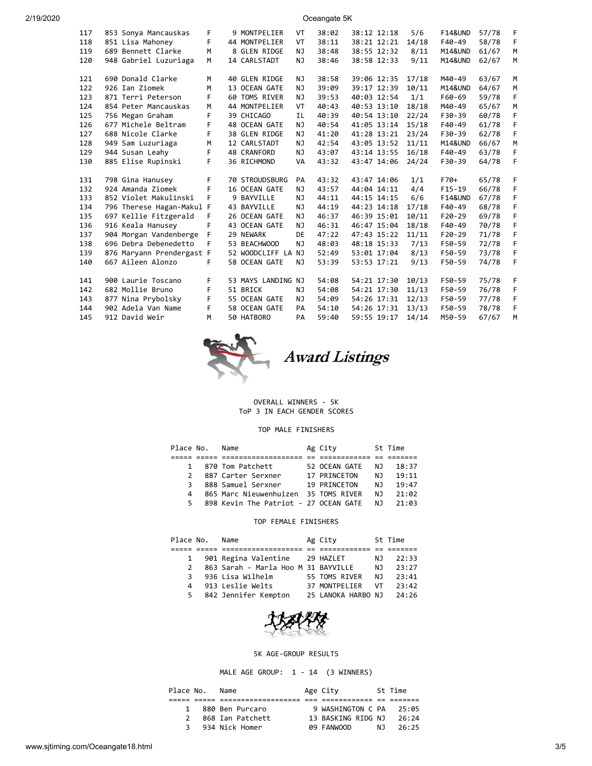| | | | | | | | | | | | | | |
|---|---|---|---|---|---|---|---|---|---|---|---|---|---|
| 117 | 853 | Sonya Mancauskas | F | 9 | MONTPELIER | VT | 38:02 | 38:12 | 12:18 | 5/6 | F14&UND | 57/78 | F |
| 118 | 851 | Lisa Mahoney | F | 44 | MONTPELIER | VT | 38:11 | 38:21 | 12:21 | 14/18 | F40-49 | 58/78 | F |
| 119 | 689 | Bennett Clarke | M | 8 | GLEN RIDGE | NJ | 38:48 | 38:55 | 12:32 | 8/11 | M14&UND | 61/67 | M |
| 120 | 948 | Gabriel Luzuriaga | M | 14 | CARLSTADT | NJ | 38:46 | 38:58 | 12:33 | 9/11 | M14&UND | 62/67 | M |
| 121 | 690 | Donald Clarke | M | 40 | GLEN RIDGE | NJ | 38:58 | 39:06 | 12:35 | 17/18 | M40-49 | 63/67 | M |
| 122 | 926 | Ian Ziomek | M | 13 | OCEAN GATE | NJ | 39:09 | 39:17 | 12:39 | 10/11 | M14&UND | 64/67 | M |
| 123 | 871 | Terri Peterson | F | 60 | TOMS RIVER | NJ | 39:53 | 40:03 | 12:54 | 1/1 | F60-69 | 59/78 | F |
| 124 | 854 | Peter Mancauskas | M | 44 | MONTPELIER | VT | 40:43 | 40:53 | 13:10 | 18/18 | M40-49 | 65/67 | M |
| 125 | 756 | Megan Graham | F | 39 | CHICAGO | IL | 40:39 | 40:54 | 13:10 | 22/24 | F30-39 | 60/78 | F |
| 126 | 677 | Michele Beltram | F | 48 | OCEAN GATE | NJ | 40:54 | 41:05 | 13:14 | 15/18 | F40-49 | 61/78 | F |
| 127 | 688 | Nicole Clarke | F | 38 | GLEN RIDGE | NJ | 41:20 | 41:28 | 13:21 | 23/24 | F30-39 | 62/78 | F |
| 128 | 949 | Sam Luzuriaga | M | 12 | CARLSTADT | NJ | 42:54 | 43:05 | 13:52 | 11/11 | M14&UND | 66/67 | M |
| 129 | 944 | Susan Leahy | F | 48 | CRANFORD | NJ | 43:07 | 43:14 | 13:55 | 16/18 | F40-49 | 63/78 | F |
| 130 | 885 | Elise Rupinski | F | 36 | RICHMOND | VA | 43:32 | 43:47 | 14:06 | 24/24 | F30-39 | 64/78 | F |
| 131 | 798 | Gina Hanusey | F | 70 | STROUDSBURG | PA | 43:32 | 43:47 | 14:06 | 1/1 | F70+ | 65/78 | F |
| 132 | 924 | Amanda Ziomek | F | 16 | OCEAN GATE | NJ | 43:57 | 44:04 | 14:11 | 4/4 | F15-19 | 66/78 | F |
| 133 | 852 | Violet Makulinski | F | 9 | BAYVILLE | NJ | 44:11 | 44:15 | 14:15 | 6/6 | F14&UND | 67/78 | F |
| 134 | 796 | Therese Hagan-Makul | F | 43 | BAYVILLE | NJ | 44:19 | 44:23 | 14:18 | 17/18 | F40-49 | 68/78 | F |
| 135 | 697 | Kellie Fitzgerald | F | 26 | OCEAN GATE | NJ | 46:37 | 46:39 | 15:01 | 10/11 | F20-29 | 69/78 | F |
| 136 | 916 | Keala Hanusey | F | 43 | OCEAN GATE | NJ | 46:31 | 46:47 | 15:04 | 18/18 | F40-49 | 70/78 | F |
| 137 | 904 | Morgan Vandenberge | F | 29 | NEWARK | DE | 47:22 | 47:43 | 15:22 | 11/11 | F20-29 | 71/78 | F |
| 138 | 696 | Debra Debenedetto | F | 53 | BEACHWOOD | NJ | 48:03 | 48:18 | 15:33 | 7/13 | F50-59 | 72/78 | F |
| 139 | 876 | Maryann Prendergast | F | 52 | WOODCLIFF LA | NJ | 52:49 | 53:01 | 17:04 | 8/13 | F50-59 | 73/78 | F |
| 140 | 667 | Aileen Alonzo | F | 58 | OCEAN GATE | NJ | 53:39 | 53:53 | 17:21 | 9/13 | F50-59 | 74/78 | F |
| 141 | 900 | Laurie Toscano | F | 53 | MAYS LANDING | NJ | 54:08 | 54:21 | 17:30 | 10/13 | F50-59 | 75/78 | F |
| 142 | 682 | Mollie Bruno | F | 51 | BRICK | NJ | 54:08 | 54:21 | 17:30 | 11/13 | F50-59 | 76/78 | F |
| 143 | 877 | Nina Prybolsky | F | 55 | OCEAN GATE | NJ | 54:09 | 54:26 | 17:31 | 12/13 | F50-59 | 77/78 | F |
| 144 | 902 | Adela Van Name | F | 58 | OCEAN GATE | PA | 54:10 | 54:26 | 17:31 | 13/13 | F50-59 | 78/78 | F |
| 145 | 912 | David Weir | M | 50 | HATBORO | PA | 59:40 | 59:55 | 19:17 | 14/14 | M50-59 | 67/67 | M |

## Award Listings

OVERALL WINNERS - 5K
ToP 3 IN EACH GENDER SCORES

### TOP MALE FINISHERS

| Place | No. | Name | Ag | City | St | Time |
|---|---|---|---|---|---|---|
| 1 | 870 | Tom Patchett | 52 | OCEAN GATE | NJ | 18:37 |
| 2 | 887 | Carter Serxner | 17 | PRINCETON | NJ | 19:11 |
| 3 | 888 | Samuel Serxner | 19 | PRINCETON | NJ | 19:47 |
| 4 | 865 | Marc Nieuwenhuizen | 35 | TOMS RIVER | NJ | 21:02 |
| 5 | 898 | Kevin The Patriot - | 27 | OCEAN GATE | NJ | 21:03 |

### TOP FEMALE FINISHERS

| Place | No. | Name | Ag | City | St | Time |
|---|---|---|---|---|---|---|
| 1 | 901 | Regina Valentine | 29 | HAZLET | NJ | 22:33 |
| 2 | 863 | Sarah - Marla Hoo M | 31 | BAYVILLE | NJ | 23:27 |
| 3 | 936 | Lisa Wilhelm | 55 | TOMS RIVER | NJ | 23:41 |
| 4 | 913 | Leslie Welts | 37 | MONTPELIER | VT | 23:42 |
| 5 | 842 | Jennifer Kempton | 25 | LANOKA HARBO | NJ | 24:26 |

### 5K AGE-GROUP RESULTS

MALE AGE GROUP: 1 - 14 (3 WINNERS)

| Place | No. | Name | Age | City | St | Time |
|---|---|---|---|---|---|---|
| 1 | 880 | Ben Purcaro | 9 | WASHINGTON C | PA | 25:05 |
| 2 | 868 | Ian Patchett | 13 | BASKING RIDG | NJ | 26:24 |
| 3 | 934 | Nick Homer | 09 | FANWOOD | NJ | 26:25 |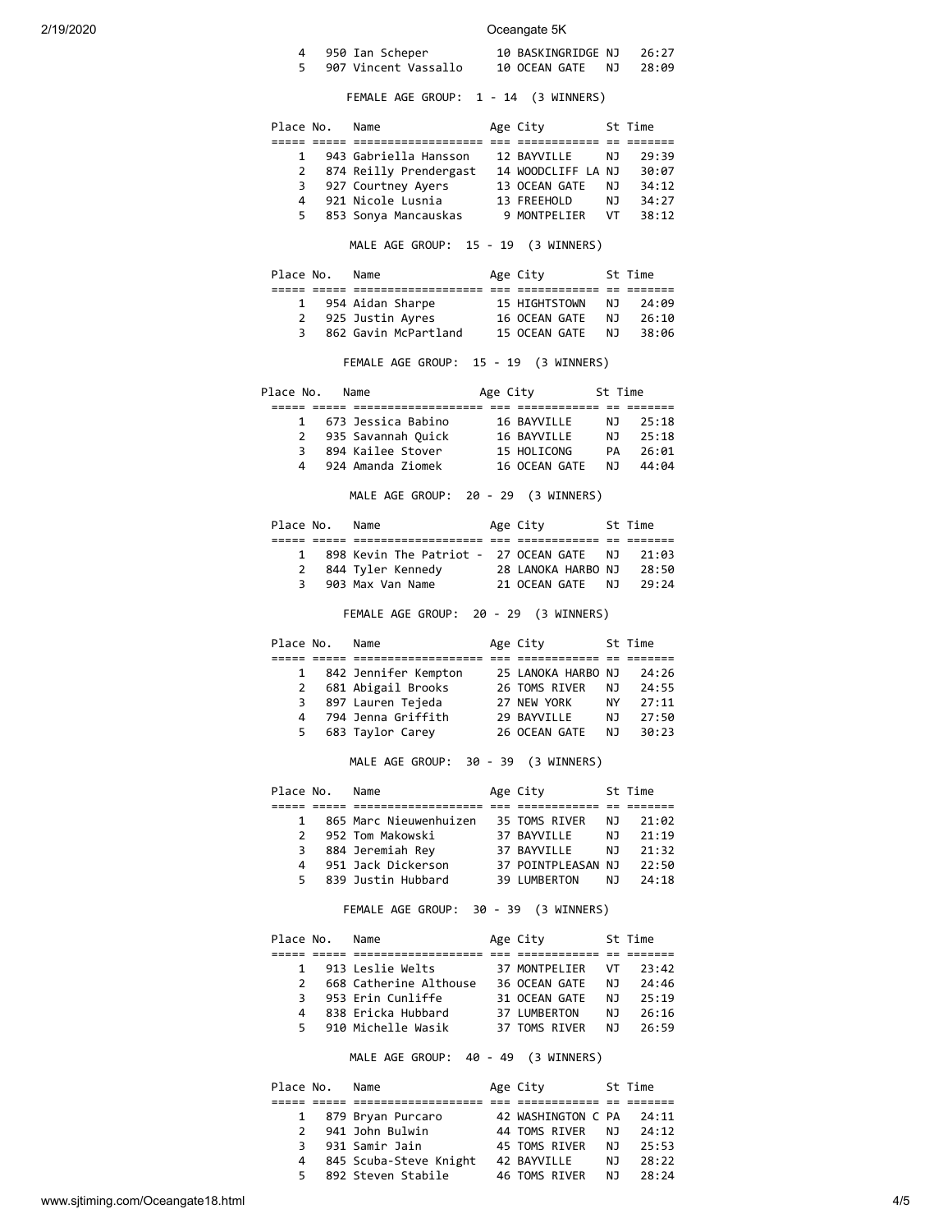| Place | No. | Name | Age | City | St | Time |
|---|---|---|---|---|---|---|
| 4 | 950 | Ian Scheper | 10 | BASKINGRIDGE | NJ | 26:27 |
| 5 | 907 | Vincent Vassallo | 10 | OCEAN GATE | NJ | 28:09 |

FEMALE AGE GROUP: 1 - 14 (3 WINNERS)

| Place | No. | Name | Age | City | St | Time |
|---|---|---|---|---|---|---|
| 1 | 943 | Gabriella Hansson | 12 | BAYVILLE | NJ | 29:39 |
| 2 | 874 | Reilly Prendergast | 14 | WOODCLIFF LA | NJ | 30:07 |
| 3 | 927 | Courtney Ayers | 13 | OCEAN GATE | NJ | 34:12 |
| 4 | 921 | Nicole Lusnia | 13 | FREEHOLD | NJ | 34:27 |
| 5 | 853 | Sonya Mancauskas | 9 | MONTPELIER | VT | 38:12 |

MALE AGE GROUP: 15 - 19 (3 WINNERS)

| Place | No. | Name | Age | City | St | Time |
|---|---|---|---|---|---|---|
| 1 | 954 | Aidan Sharpe | 15 | HIGHTSTOWN | NJ | 24:09 |
| 2 | 925 | Justin Ayres | 16 | OCEAN GATE | NJ | 26:10 |
| 3 | 862 | Gavin McPartland | 15 | OCEAN GATE | NJ | 38:06 |

FEMALE AGE GROUP: 15 - 19 (3 WINNERS)

| Place | No. | Name | Age | City | St | Time |
|---|---|---|---|---|---|---|
| 1 | 673 | Jessica Babino | 16 | BAYVILLE | NJ | 25:18 |
| 2 | 935 | Savannah Quick | 16 | BAYVILLE | NJ | 25:18 |
| 3 | 894 | Kailee Stover | 15 | HOLICONG | PA | 26:01 |
| 4 | 924 | Amanda Ziomek | 16 | OCEAN GATE | NJ | 44:04 |

MALE AGE GROUP: 20 - 29 (3 WINNERS)

| Place | No. | Name | Age | City | St | Time |
|---|---|---|---|---|---|---|
| 1 | 898 | Kevin The Patriot - | 27 | OCEAN GATE | NJ | 21:03 |
| 2 | 844 | Tyler Kennedy | 28 | LANOKA HARBO | NJ | 28:50 |
| 3 | 903 | Max Van Name | 21 | OCEAN GATE | NJ | 29:24 |

FEMALE AGE GROUP: 20 - 29 (3 WINNERS)

| Place | No. | Name | Age | City | St | Time |
|---|---|---|---|---|---|---|
| 1 | 842 | Jennifer Kempton | 25 | LANOKA HARBO | NJ | 24:26 |
| 2 | 681 | Abigail Brooks | 26 | TOMS RIVER | NJ | 24:55 |
| 3 | 897 | Lauren Tejeda | 27 | NEW YORK | NY | 27:11 |
| 4 | 794 | Jenna Griffith | 29 | BAYVILLE | NJ | 27:50 |
| 5 | 683 | Taylor Carey | 26 | OCEAN GATE | NJ | 30:23 |

MALE AGE GROUP: 30 - 39 (3 WINNERS)

| Place | No. | Name | Age | City | St | Time |
|---|---|---|---|---|---|---|
| 1 | 865 | Marc Nieuwenhuizen | 35 | TOMS RIVER | NJ | 21:02 |
| 2 | 952 | Tom Makowski | 37 | BAYVILLE | NJ | 21:19 |
| 3 | 884 | Jeremiah Rey | 37 | BAYVILLE | NJ | 21:32 |
| 4 | 951 | Jack Dickerson | 37 | POINTPLEASAN | NJ | 22:50 |
| 5 | 839 | Justin Hubbard | 39 | LUMBERTON | NJ | 24:18 |

FEMALE AGE GROUP: 30 - 39 (3 WINNERS)

| Place | No. | Name | Age | City | St | Time |
|---|---|---|---|---|---|---|
| 1 | 913 | Leslie Welts | 37 | MONTPELIER | VT | 23:42 |
| 2 | 668 | Catherine Althouse | 36 | OCEAN GATE | NJ | 24:46 |
| 3 | 953 | Erin Cunliffe | 31 | OCEAN GATE | NJ | 25:19 |
| 4 | 838 | Ericka Hubbard | 37 | LUMBERTON | NJ | 26:16 |
| 5 | 910 | Michelle Wasik | 37 | TOMS RIVER | NJ | 26:59 |

MALE AGE GROUP: 40 - 49 (3 WINNERS)

| Place | No. | Name | Age | City | St | Time |
|---|---|---|---|---|---|---|
| 1 | 879 | Bryan Purcaro | 42 | WASHINGTON C | PA | 24:11 |
| 2 | 941 | John Bulwin | 44 | TOMS RIVER | NJ | 24:12 |
| 3 | 931 | Samir Jain | 45 | TOMS RIVER | NJ | 25:53 |
| 4 | 845 | Scuba-Steve Knight | 42 | BAYVILLE | NJ | 28:22 |
| 5 | 892 | Steven Stabile | 46 | TOMS RIVER | NJ | 28:24 |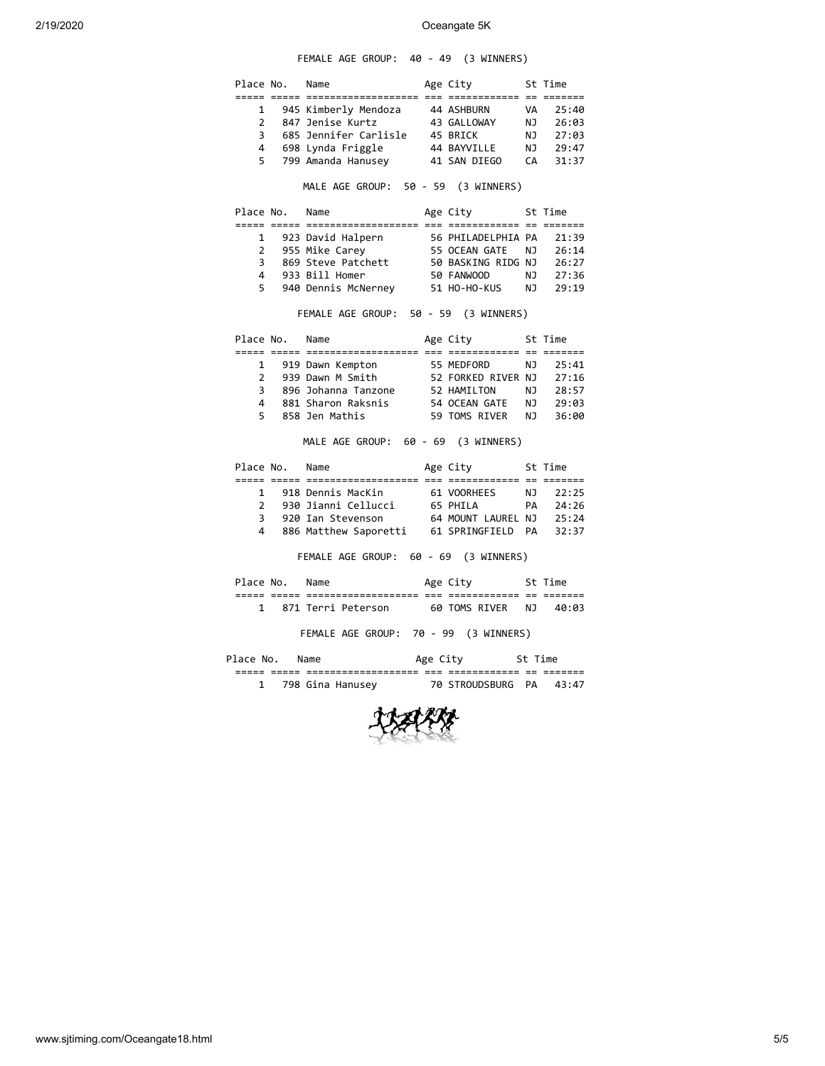FEMALE AGE GROUP: 40 - 49 (3 WINNERS)

| Place | No. | Name | Age | City | St | Time |
|---|---|---|---|---|---|---|
| 1 | 945 | Kimberly Mendoza | 44 | ASHBURN | VA | 25:40 |
| 2 | 847 | Jenise Kurtz | 43 | GALLOWAY | NJ | 26:03 |
| 3 | 685 | Jennifer Carlisle | 45 | BRICK | NJ | 27:03 |
| 4 | 698 | Lynda Friggle | 44 | BAYVILLE | NJ | 29:47 |
| 5 | 799 | Amanda Hanusey | 41 | SAN DIEGO | CA | 31:37 |

MALE AGE GROUP: 50 - 59 (3 WINNERS)

| Place | No. | Name | Age | City | St | Time |
|---|---|---|---|---|---|---|
| 1 | 923 | David Halpern | 56 | PHILADELPHIA | PA | 21:39 |
| 2 | 955 | Mike Carey | 55 | OCEAN GATE | NJ | 26:14 |
| 3 | 869 | Steve Patchett | 50 | BASKING RIDG | NJ | 26:27 |
| 4 | 933 | Bill Homer | 50 | FANWOOD | NJ | 27:36 |
| 5 | 940 | Dennis McNerney | 51 | HO-HO-KUS | NJ | 29:19 |

FEMALE AGE GROUP: 50 - 59 (3 WINNERS)

| Place | No. | Name | Age | City | St | Time |
|---|---|---|---|---|---|---|
| 1 | 919 | Dawn Kempton | 55 | MEDFORD | NJ | 25:41 |
| 2 | 939 | Dawn M Smith | 52 | FORKED RIVER | NJ | 27:16 |
| 3 | 896 | Johanna Tanzone | 52 | HAMILTON | NJ | 28:57 |
| 4 | 881 | Sharon Raksnis | 54 | OCEAN GATE | NJ | 29:03 |
| 5 | 858 | Jen Mathis | 59 | TOMS RIVER | NJ | 36:00 |

MALE AGE GROUP: 60 - 69 (3 WINNERS)

| Place | No. | Name | Age | City | St | Time |
|---|---|---|---|---|---|---|
| 1 | 918 | Dennis MacKin | 61 | VOORHEES | NJ | 22:25 |
| 2 | 930 | Jianni Cellucci | 65 | PHILA | PA | 24:26 |
| 3 | 920 | Ian Stevenson | 64 | MOUNT LAUREL | NJ | 25:24 |
| 4 | 886 | Matthew Saporetti | 61 | SPRINGFIELD | PA | 32:37 |

FEMALE AGE GROUP: 60 - 69 (3 WINNERS)

| Place | No. | Name | Age | City | St | Time |
|---|---|---|---|---|---|---|
| 1 | 871 | Terri Peterson | 60 | TOMS RIVER | NJ | 40:03 |

FEMALE AGE GROUP: 70 - 99 (3 WINNERS)

| Place | No. | Name | Age | City | St | Time |
|---|---|---|---|---|---|---|
| 1 | 798 | Gina Hanusey | 70 | STROUDSBURG | PA | 43:47 |